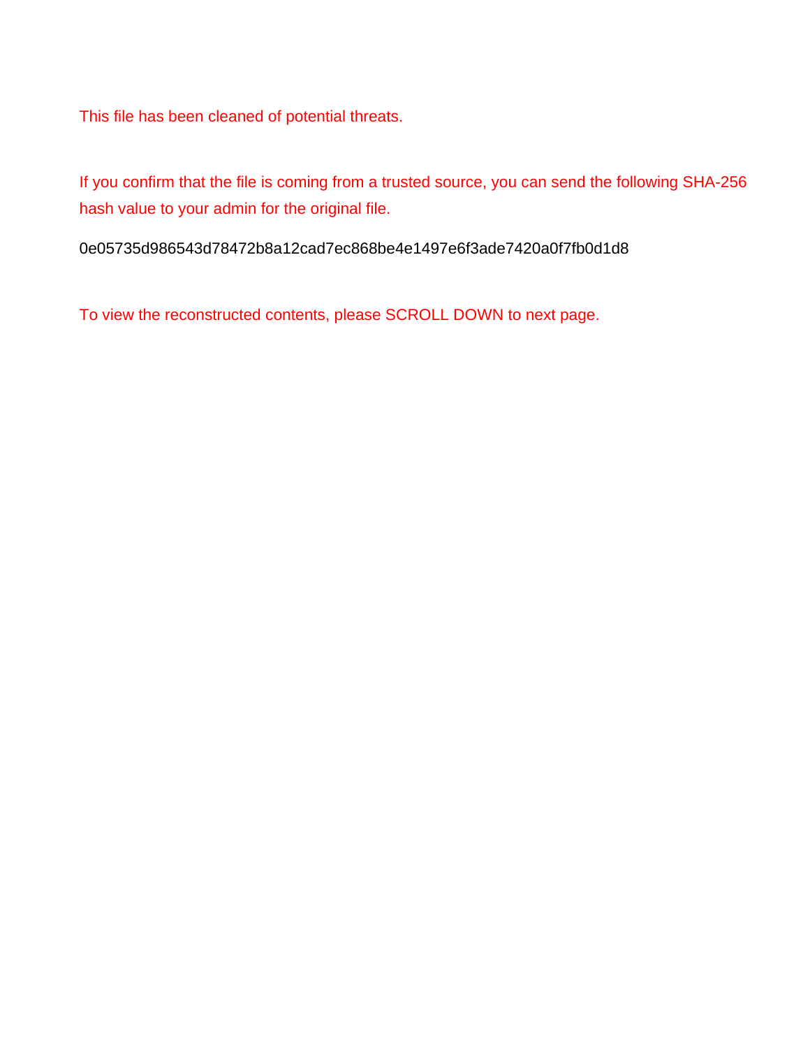This file has been cleaned of potential threats.

If you confirm that the file is coming from a trusted source, you can send the following SHA-256 hash value to your admin for the original file.

0e05735d986543d78472b8a12cad7ec868be4e1497e6f3ade7420a0f7fb0d1d8

To view the reconstructed contents, please SCROLL DOWN to next page.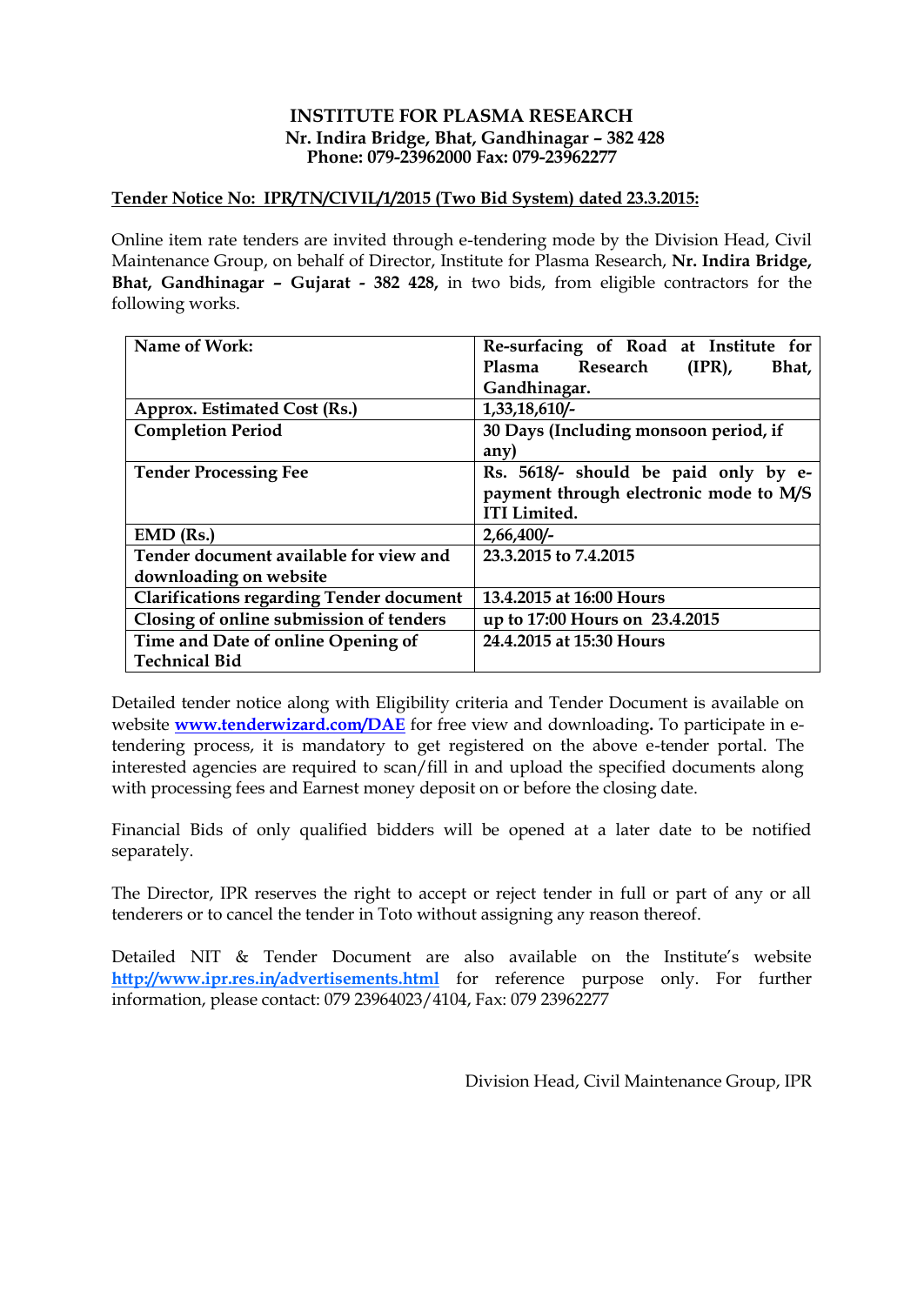# INSTITUTE FOR PLASMA RESEARCH

**Nr. Indira Bridge, Bhat, Gandhinagar – 382 428**
**Phone: 079-23962000 Fax: 079-23962277**

**Tender Notice No: IPR/TN/CIVIL/1/2015 (Two Bid System) dated 23.3.2015:**

Online item rate tenders are invited through e-tendering mode by the Division Head, Civil Maintenance Group, on behalf of Director, Institute for Plasma Research, **Nr. Indira Bridge, Bhat, Gandhinagar – Gujarat - 382 428,** in two bids, from eligible contractors for the following works.

| | |
|---|---|
| **Name of Work:** | **Re-surfacing of Road at Institute for Plasma Research (IPR), Bhat, Gandhinagar.** |
| **Approx. Estimated Cost (Rs.)** | **1,33,18,610/-** |
| **Completion Period** | **30 Days (Including monsoon period, if any)** |
| **Tender Processing Fee** | **Rs. 5618/- should be paid only by e-payment through electronic mode to M/S ITI Limited.** |
| **EMD (Rs.)** | **2,66,400/-** |
| **Tender document available for view and downloading on website** | **23.3.2015 to 7.4.2015** |
| **Clarifications regarding Tender document** | **13.4.2015 at 16:00 Hours** |
| **Closing of online submission of tenders** | **up to 17:00 Hours on 23.4.2015** |
| **Time and Date of online Opening of Technical Bid** | **24.4.2015 at 15:30 Hours** |

Detailed tender notice along with Eligibility criteria and Tender Document is available on website **www.tenderwizard.com/DAE** for free view and downloading**.** To participate in e-tendering process, it is mandatory to get registered on the above e-tender portal. The interested agencies are required to scan/fill in and upload the specified documents along with processing fees and Earnest money deposit on or before the closing date.

Financial Bids of only qualified bidders will be opened at a later date to be notified separately.

The Director, IPR reserves the right to accept or reject tender in full or part of any or all tenderers or to cancel the tender in Toto without assigning any reason thereof.

Detailed NIT & Tender Document are also available on the Institute's website **http://www.ipr.res.in/advertisements.html** for reference purpose only. For further information, please contact: 079 23964023/4104, Fax: 079 23962277

Division Head, Civil Maintenance Group, IPR